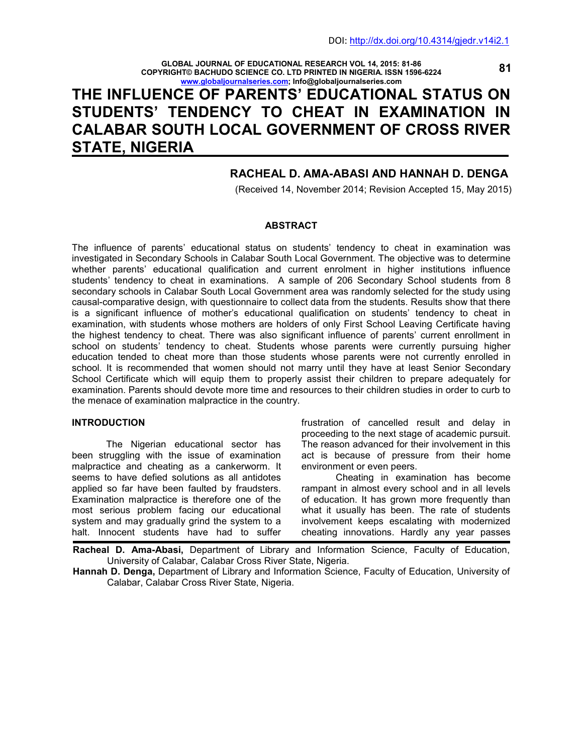DOI: http://dx.doi.org/10.4314/gjedr.v14i2.1

# THE INFLUENCE OF PARENTS' EDUCATIONAL STATUS ON STUDENTS' TENDENCY TO CHEAT IN EXAMINATION IN CALABAR SOUTH LOCAL GOVERNMENT OF CROSS RIVER STATE, NIGERIA

**RACHEAL D. AMA-ABASI AND HANNAH D. DENGA**

(Received 14, November 2014; Revision Accepted 15, May 2015)

## ABSTRACT

The influence of parents' educational status on students' tendency to cheat in examination was investigated in Secondary Schools in Calabar South Local Government. The objective was to determine whether parents' educational qualification and current enrolment in higher institutions influence students' tendency to cheat in examinations. A sample of 206 Secondary School students from 8 secondary schools in Calabar South Local Government area was randomly selected for the study using causal-comparative design, with questionnaire to collect data from the students. Results show that there is a significant influence of mother's educational qualification on students' tendency to cheat in examination, with students whose mothers are holders of only First School Leaving Certificate having the highest tendency to cheat. There was also significant influence of parents' current enrollment in school on students' tendency to cheat. Students whose parents were currently pursuing higher education tended to cheat more than those students whose parents were not currently enrolled in school. It is recommended that women should not marry until they have at least Senior Secondary School Certificate which will equip them to properly assist their children to prepare adequately for examination. Parents should devote more time and resources to their children studies in order to curb to the menace of examination malpractice in the country.

## INTRODUCTION

The Nigerian educational sector has been struggling with the issue of examination malpractice and cheating as a cankerworm. It seems to have defied solutions as all antidotes applied so far have been faulted by fraudsters. Examination malpractice is therefore one of the most serious problem facing our educational system and may gradually grind the system to a halt. Innocent students have had to suffer frustration of cancelled result and delay in proceeding to the next stage of academic pursuit. The reason advanced for their involvement in this act is because of pressure from their home environment or even peers.

Cheating in examination has become rampant in almost every school and in all levels of education. It has grown more frequently than what it usually has been. The rate of students involvement keeps escalating with modernized cheating innovations. Hardly any year passes

---

**Racheal D. Ama-Abasi,** Department of Library and Information Science, Faculty of Education, University of Calabar, Calabar Cross River State, Nigeria.

**Hannah D. Denga,** Department of Library and Information Science, Faculty of Education, University of Calabar, Calabar Cross River State, Nigeria.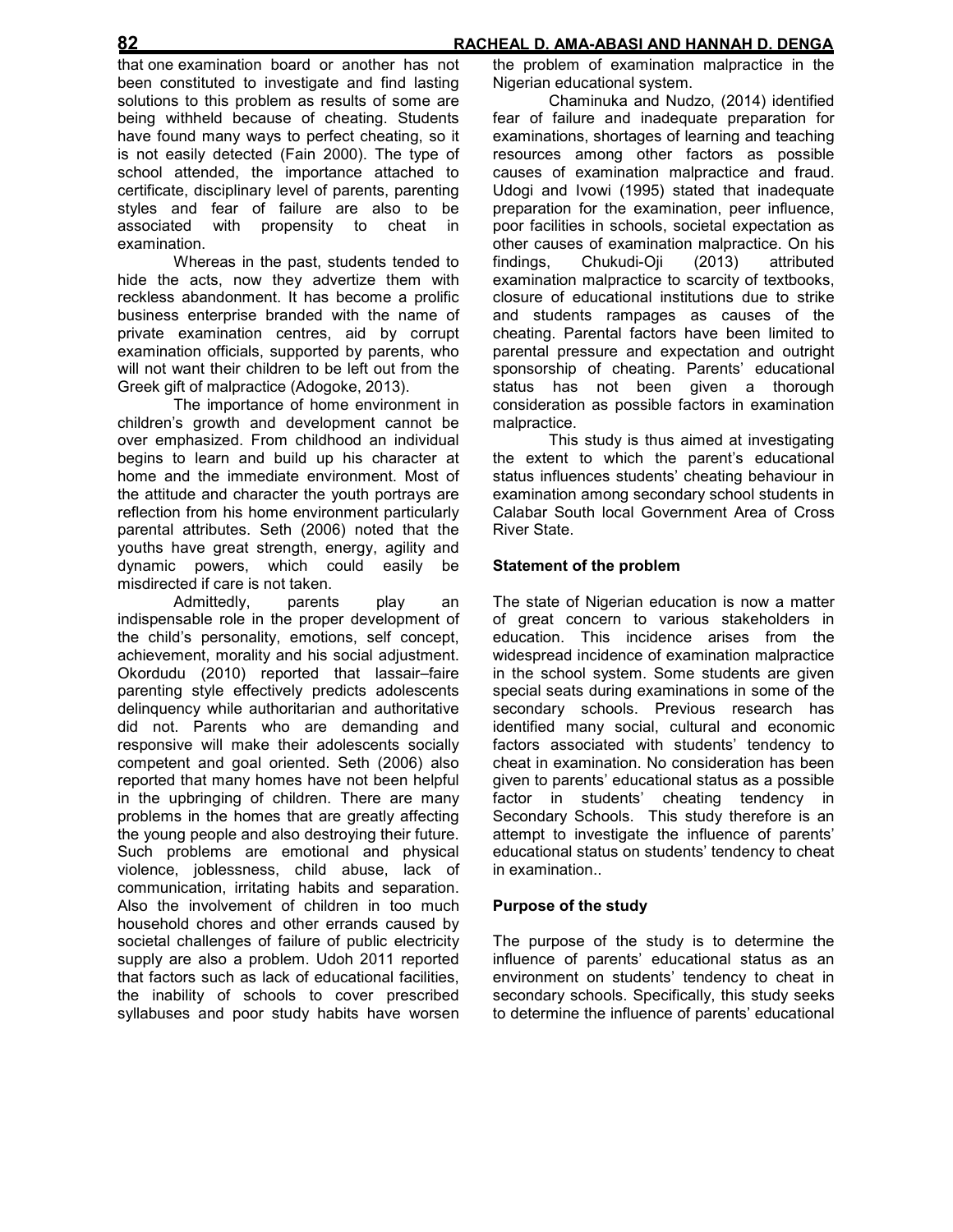that one examination board or another has not been constituted to investigate and find lasting solutions to this problem as results of some are being withheld because of cheating. Students have found many ways to perfect cheating, so it is not easily detected (Fain 2000). The type of school attended, the importance attached to certificate, disciplinary level of parents, parenting styles and fear of failure are also to be associated with propensity to cheat in examination.

Whereas in the past, students tended to hide the acts, now they advertize them with reckless abandonment. It has become a prolific business enterprise branded with the name of private examination centres, aid by corrupt examination officials, supported by parents, who will not want their children to be left out from the Greek gift of malpractice (Adogoke, 2013).

The importance of home environment in children's growth and development cannot be over emphasized. From childhood an individual begins to learn and build up his character at home and the immediate environment. Most of the attitude and character the youth portrays are reflection from his home environment particularly parental attributes. Seth (2006) noted that the youths have great strength, energy, agility and dynamic powers, which could easily be misdirected if care is not taken.

Admittedly, parents play an indispensable role in the proper development of the child's personality, emotions, self concept, achievement, morality and his social adjustment. Okordudu (2010) reported that lassair–faire parenting style effectively predicts adolescents delinquency while authoritarian and authoritative did not. Parents who are demanding and responsive will make their adolescents socially competent and goal oriented. Seth (2006) also reported that many homes have not been helpful in the upbringing of children. There are many problems in the homes that are greatly affecting the young people and also destroying their future. Such problems are emotional and physical violence, joblessness, child abuse, lack of communication, irritating habits and separation. Also the involvement of children in too much household chores and other errands caused by societal challenges of failure of public electricity supply are also a problem. Udoh 2011 reported that factors such as lack of educational facilities, the inability of schools to cover prescribed syllabuses and poor study habits have worsen the problem of examination malpractice in the Nigerian educational system.

Chaminuka and Nudzo, (2014) identified fear of failure and inadequate preparation for examinations, shortages of learning and teaching resources among other factors as possible causes of examination malpractice and fraud. Udogi and Ivowi (1995) stated that inadequate preparation for the examination, peer influence, poor facilities in schools, societal expectation as other causes of examination malpractice. On his findings, Chukudi-Oji (2013) attributed examination malpractice to scarcity of textbooks, closure of educational institutions due to strike and students rampages as causes of the cheating. Parental factors have been limited to parental pressure and expectation and outright sponsorship of cheating. Parents' educational status has not been given a thorough consideration as possible factors in examination malpractice.

This study is thus aimed at investigating the extent to which the parent's educational status influences students' cheating behaviour in examination among secondary school students in Calabar South local Government Area of Cross River State.

## Statement of the problem

The state of Nigerian education is now a matter of great concern to various stakeholders in education. This incidence arises from the widespread incidence of examination malpractice in the school system. Some students are given special seats during examinations in some of the secondary schools. Previous research has identified many social, cultural and economic factors associated with students' tendency to cheat in examination. No consideration has been given to parents' educational status as a possible factor in students' cheating tendency in Secondary Schools. This study therefore is an attempt to investigate the influence of parents' educational status on students' tendency to cheat in examination..

## Purpose of the study

The purpose of the study is to determine the influence of parents' educational status as an environment on students' tendency to cheat in secondary schools. Specifically, this study seeks to determine the influence of parents' educational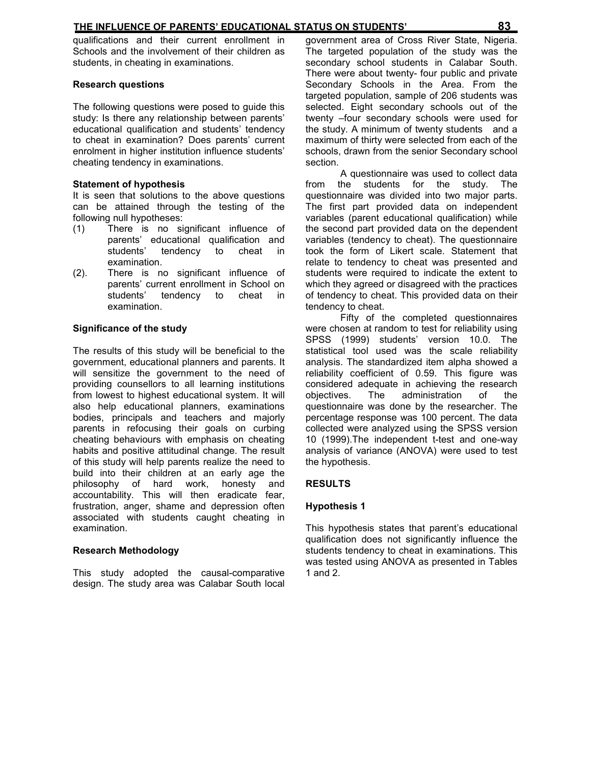qualifications and their current enrollment in Schools and the involvement of their children as students, in cheating in examinations.

### Research questions

The following questions were posed to guide this study: Is there any relationship between parents' educational qualification and students' tendency to cheat in examination? Does parents' current enrolment in higher institution influence students' cheating tendency in examinations.

### Statement of hypothesis

It is seen that solutions to the above questions can be attained through the testing of the following null hypotheses:

(1) There is no significant influence of parents' educational qualification and students' tendency to cheat in examination.

(2). There is no significant influence of parents' current enrollment in School on students' tendency to cheat in examination.

### Significance of the study

The results of this study will be beneficial to the government, educational planners and parents. It will sensitize the government to the need of providing counsellors to all learning institutions from lowest to highest educational system. It will also help educational planners, examinations bodies, principals and teachers and majorly parents in refocusing their goals on curbing cheating behaviours with emphasis on cheating habits and positive attitudinal change. The result of this study will help parents realize the need to build into their children at an early age the philosophy of hard work, honesty and accountability. This will then eradicate fear, frustration, anger, shame and depression often associated with students caught cheating in examination.

### Research Methodology

This study adopted the causal-comparative design. The study area was Calabar South local government area of Cross River State, Nigeria. The targeted population of the study was the secondary school students in Calabar South. There were about twenty- four public and private Secondary Schools in the Area. From the targeted population, sample of 206 students was selected. Eight secondary schools out of the twenty –four secondary schools were used for the study. A minimum of twenty students and a maximum of thirty were selected from each of the schools, drawn from the senior Secondary school section.

A questionnaire was used to collect data from the students for the study. The questionnaire was divided into two major parts. The first part provided data on independent variables (parent educational qualification) while the second part provided data on the dependent variables (tendency to cheat). The questionnaire took the form of Likert scale. Statement that relate to tendency to cheat was presented and students were required to indicate the extent to which they agreed or disagreed with the practices of tendency to cheat. This provided data on their tendency to cheat.

Fifty of the completed questionnaires were chosen at random to test for reliability using SPSS (1999) students' version 10.0. The statistical tool used was the scale reliability analysis. The standardized item alpha showed a reliability coefficient of 0.59. This figure was considered adequate in achieving the research objectives. The administration of the questionnaire was done by the researcher. The percentage response was 100 percent. The data collected were analyzed using the SPSS version 10 (1999).The independent t-test and one-way analysis of variance (ANOVA) were used to test the hypothesis.

## RESULTS

### Hypothesis 1

This hypothesis states that parent's educational qualification does not significantly influence the students tendency to cheat in examinations. This was tested using ANOVA as presented in Tables 1 and 2.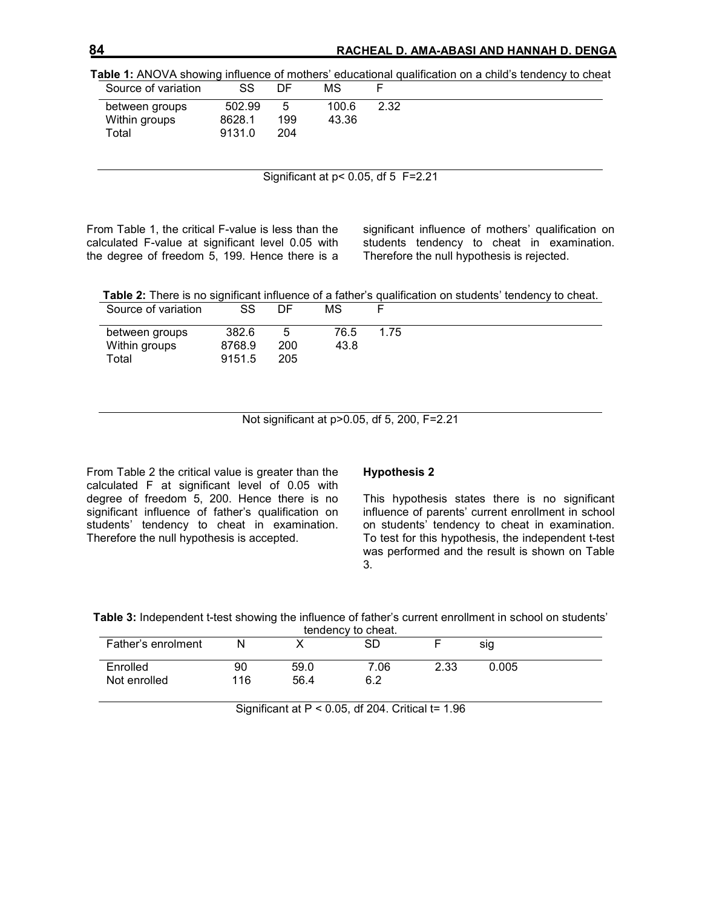**Table 1:** ANOVA showing influence of mothers' educational qualification on a child's tendency to cheat

| Source of variation | SS | DF | MS | F |
|---|---|---|---|---|
| between groups | 502.99 | 5 | 100.6 | 2.32 |
| Within groups | 8628.1 | 199 | 43.36 | |
| Total | 9131.0 | 204 | | |

Significant at $p < 0.05$, df 5 F=2.21

From Table 1, the critical F-value is less than the calculated F-value at significant level 0.05 with the degree of freedom 5, 199. Hence there is a significant influence of mothers' qualification on students tendency to cheat in examination. Therefore the null hypothesis is rejected.

**Table 2:** There is no significant influence of a father's qualification on students' tendency to cheat.

| Source of variation | SS | DF | MS | F |
|---|---|---|---|---|
| between groups | 382.6 | 5 | 76.5 | 1.75 |
| Within groups | 8768.9 | 200 | 43.8 | |
| Total | 9151.5 | 205 | | |

Not significant at $p > 0.05$, df 5, 200, F=2.21

From Table 2 the critical value is greater than the calculated F at significant level of 0.05 with degree of freedom 5, 200. Hence there is no significant influence of father's qualification on students' tendency to cheat in examination. Therefore the null hypothesis is accepted.

**Hypothesis 2**

This hypothesis states there is no significant influence of parents' current enrollment in school on students' tendency to cheat in examination. To test for this hypothesis, the independent t-test was performed and the result is shown on Table 3.

**Table 3:** Independent t-test showing the influence of father's current enrollment in school on students' tendency to cheat.

| Father's enrolment | N | X | SD | F | sig |
|---|---|---|---|---|---|
| Enrolled | 90 | 59.0 | 7.06 | 2.33 | 0.005 |
| Not enrolled | 116 | 56.4 | 6.2 | | |

Significant at $P < 0.05$, df 204. Critical t= 1.96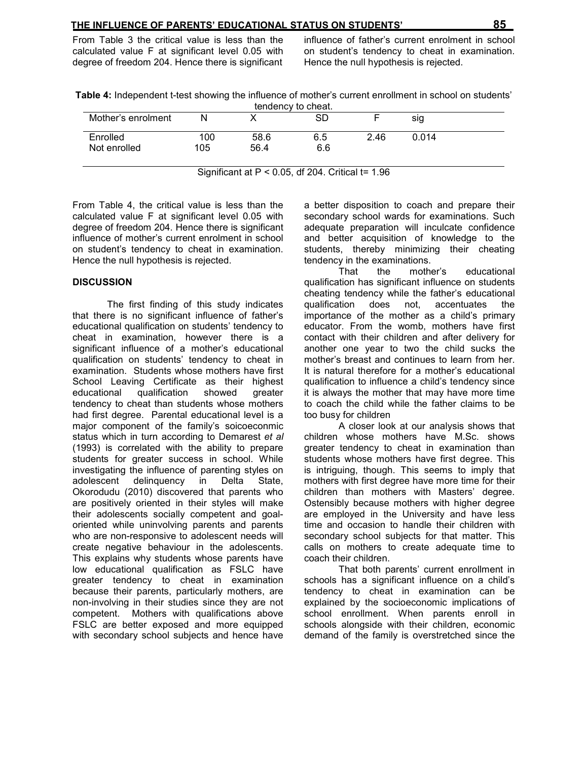From Table 3 the critical value is less than the calculated value F at significant level 0.05 with degree of freedom 204. Hence there is significant influence of father's current enrolment in school on student's tendency to cheat in examination. Hence the null hypothesis is rejected.

**Table 4:** Independent t-test showing the influence of mother's current enrollment in school on students' tendency to cheat.

| Mother's enrolment | N | X | SD | F | sig |
|---|---|---|---|---|---|
| Enrolled | 100 | 58.6 | 6.5 | 2.46 | 0.014 |
| Not enrolled | 105 | 56.4 | 6.6 | | |

Significant at $P < 0.05$, df 204. Critical t= 1.96

From Table 4, the critical value is less than the calculated value F at significant level 0.05 with degree of freedom 204. Hence there is significant influence of mother's current enrolment in school on student's tendency to cheat in examination. Hence the null hypothesis is rejected.

## DISCUSSION

The first finding of this study indicates that there is no significant influence of father's educational qualification on students' tendency to cheat in examination, however there is a significant influence of a mother's educational qualification on students' tendency to cheat in examination. Students whose mothers have first School Leaving Certificate as their highest educational qualification showed greater tendency to cheat than students whose mothers had first degree. Parental educational level is a major component of the family's soicoeconmic status which in turn according to Demarest *et al* (1993) is correlated with the ability to prepare students for greater success in school. While investigating the influence of parenting styles on adolescent delinquency in Delta State, Okorodudu (2010) discovered that parents who are positively oriented in their styles will make their adolescents socially competent and goal-oriented while uninvolving parents and parents who are non-responsive to adolescent needs will create negative behaviour in the adolescents. This explains why students whose parents have low educational qualification as FSLC have greater tendency to cheat in examination because their parents, particularly mothers, are non-involving in their studies since they are not competent. Mothers with qualifications above FSLC are better exposed and more equipped with secondary school subjects and hence have a better disposition to coach and prepare their secondary school wards for examinations. Such adequate preparation will inculcate confidence and better acquisition of knowledge to the students, thereby minimizing their cheating tendency in the examinations.

That the mother's educational qualification has significant influence on students cheating tendency while the father's educational qualification does not, accentuates the importance of the mother as a child's primary educator. From the womb, mothers have first contact with their children and after delivery for another one year to two the child sucks the mother's breast and continues to learn from her. It is natural therefore for a mother's educational qualification to influence a child's tendency since it is always the mother that may have more time to coach the child while the father claims to be too busy for children

A closer look at our analysis shows that children whose mothers have M.Sc. shows greater tendency to cheat in examination than students whose mothers have first degree. This is intriguing, though. This seems to imply that mothers with first degree have more time for their children than mothers with Masters' degree. Ostensibly because mothers with higher degree are employed in the University and have less time and occasion to handle their children with secondary school subjects for that matter. This calls on mothers to create adequate time to coach their children.

That both parents' current enrollment in schools has a significant influence on a child's tendency to cheat in examination can be explained by the socioeconomic implications of school enrollment. When parents enroll in schools alongside with their children, economic demand of the family is overstretched since the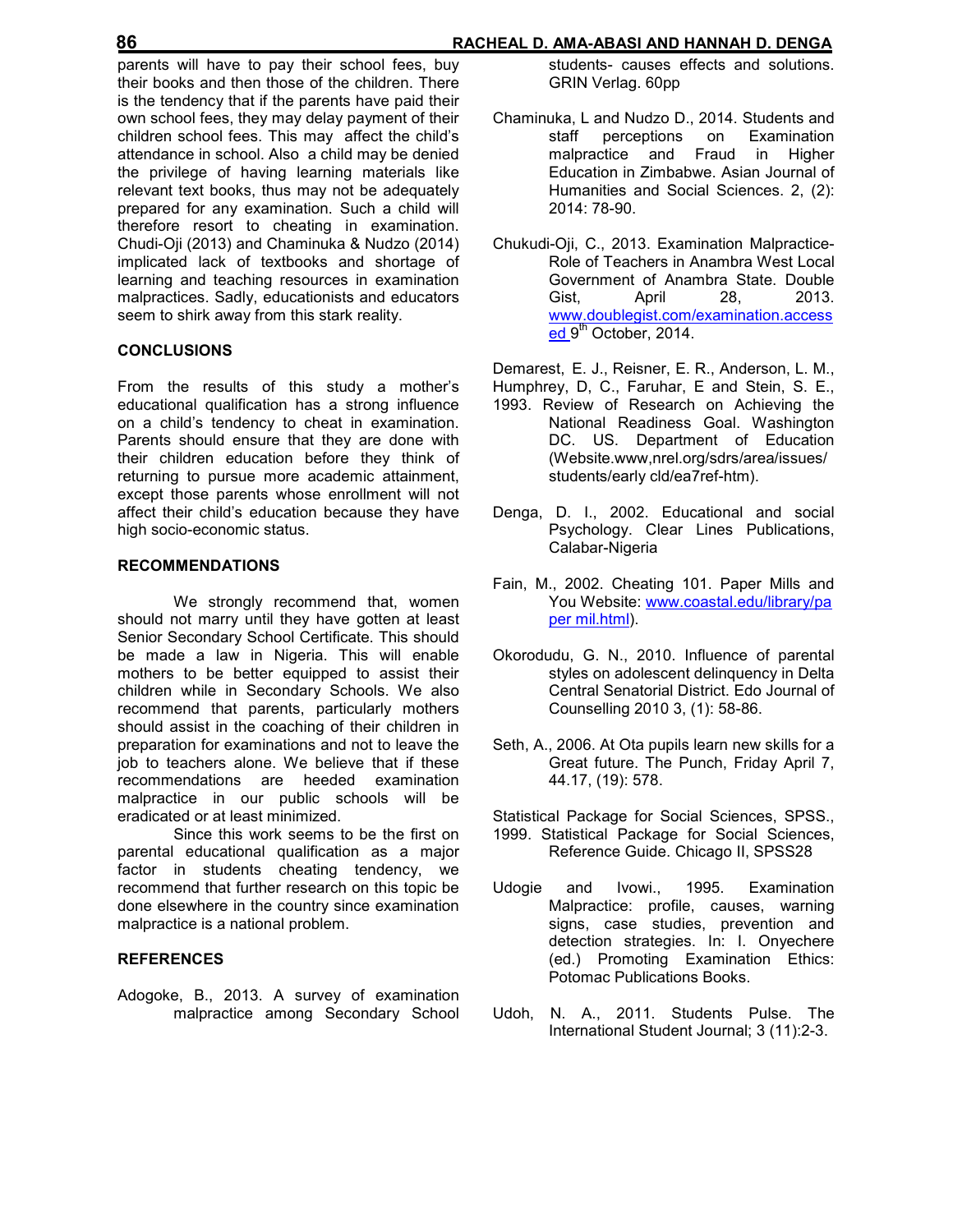parents will have to pay their school fees, buy their books and then those of the children. There is the tendency that if the parents have paid their own school fees, they may delay payment of their children school fees. This may affect the child's attendance in school. Also a child may be denied the privilege of having learning materials like relevant text books, thus may not be adequately prepared for any examination. Such a child will therefore resort to cheating in examination. Chudi-Oji (2013) and Chaminuka & Nudzo (2014) implicated lack of textbooks and shortage of learning and teaching resources in examination malpractices. Sadly, educationists and educators seem to shirk away from this stark reality.

## CONCLUSIONS

From the results of this study a mother's educational qualification has a strong influence on a child's tendency to cheat in examination. Parents should ensure that they are done with their children education before they think of returning to pursue more academic attainment, except those parents whose enrollment will not affect their child's education because they have high socio-economic status.

## RECOMMENDATIONS

We strongly recommend that, women should not marry until they have gotten at least Senior Secondary School Certificate. This should be made a law in Nigeria. This will enable mothers to be better equipped to assist their children while in Secondary Schools. We also recommend that parents, particularly mothers should assist in the coaching of their children in preparation for examinations and not to leave the job to teachers alone. We believe that if these recommendations are heeded examination malpractice in our public schools will be eradicated or at least minimized.

Since this work seems to be the first on parental educational qualification as a major factor in students cheating tendency, we recommend that further research on this topic be done elsewhere in the country since examination malpractice is a national problem.

## REFERENCES

Adogoke, B., 2013. A survey of examination malpractice among Secondary School students- causes effects and solutions. GRIN Verlag. 60pp

Chaminuka, L and Nudzo D., 2014. Students and staff perceptions on Examination malpractice and Fraud in Higher Education in Zimbabwe. Asian Journal of Humanities and Social Sciences. 2, (2): 2014: 78-90.

Chukudi-Oji, C., 2013. Examination Malpractice- Role of Teachers in Anambra West Local Government of Anambra State. Double Gist, April 28, 2013. www.doublegist.com/examination.accessed 9th October, 2014.

Demarest, E. J., Reisner, E. R., Anderson, L. M., Humphrey, D, C., Faruhar, E and Stein, S. E., 1993. Review of Research on Achieving the National Readiness Goal. Washington DC. US. Department of Education (Website.www,nrel.org/sdrs/area/issues/ students/early cld/ea7ref-htm).

Denga, D. I., 2002. Educational and social Psychology. Clear Lines Publications, Calabar-Nigeria

Fain, M., 2002. Cheating 101. Paper Mills and You Website: www.coastal.edu/library/paper mil.html).

Okorodudu, G. N., 2010. Influence of parental styles on adolescent delinquency in Delta Central Senatorial District. Edo Journal of Counselling 2010 3, (1): 58-86.

Seth, A., 2006. At Ota pupils learn new skills for a Great future. The Punch, Friday April 7, 44.17, (19): 578.

Statistical Package for Social Sciences, SPSS., 1999. Statistical Package for Social Sciences, Reference Guide. Chicago Il, SPSS28

Udogie and Ivowi., 1995. Examination Malpractice: profile, causes, warning signs, case studies, prevention and detection strategies. In: I. Onyechere (ed.) Promoting Examination Ethics: Potomac Publications Books.

Udoh, N. A., 2011. Students Pulse. The International Student Journal; 3 (11):2-3.